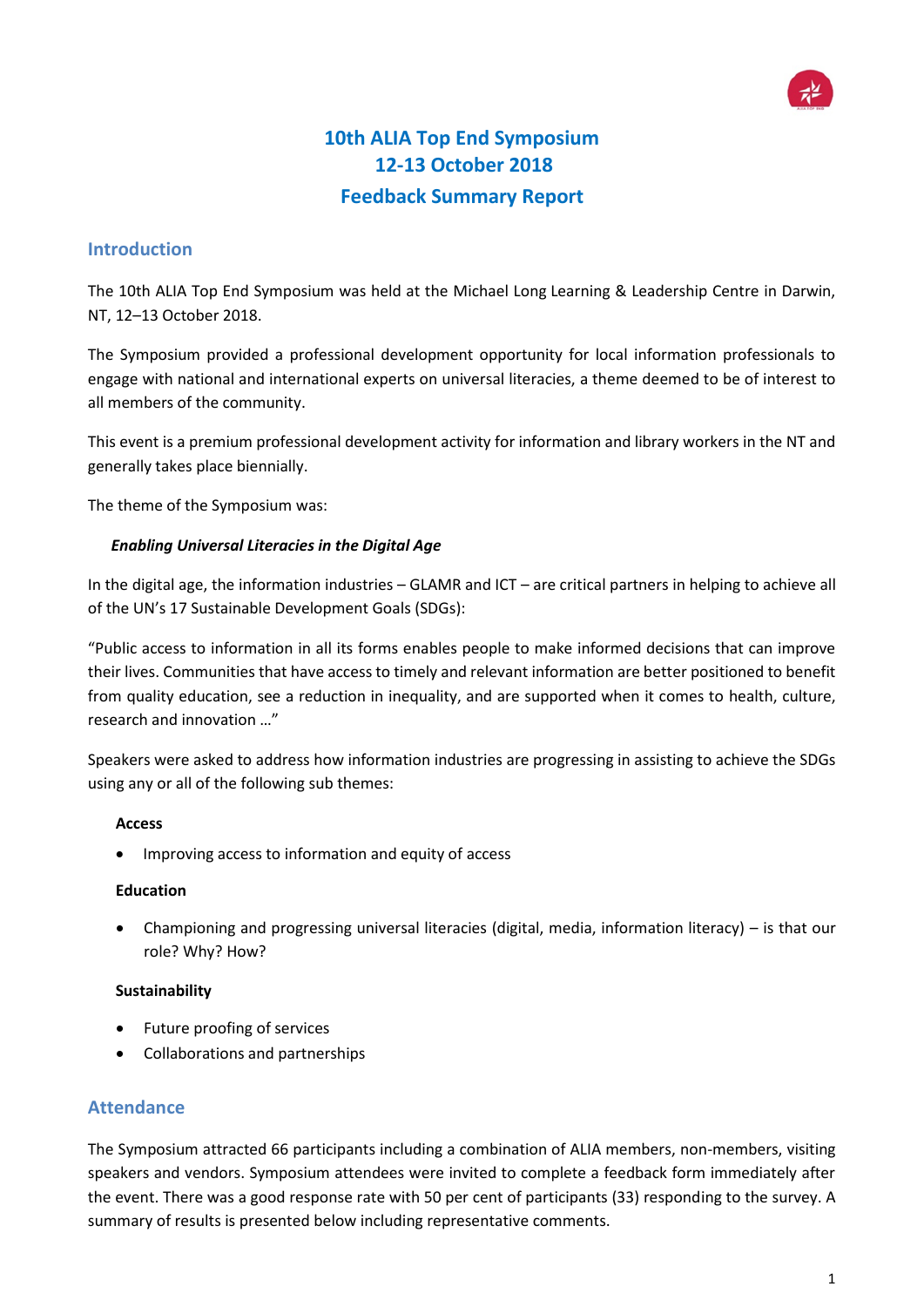# 10th ALIA Top End Symposium
# 12-13 October 2018
# Feedback Summary Report

## Introduction

The 10th ALIA Top End Symposium was held at the Michael Long Learning & Leadership Centre in Darwin, NT, 12–13 October 2018.

The Symposium provided a professional development opportunity for local information professionals to engage with national and international experts on universal literacies, a theme deemed to be of interest to all members of the community.

This event is a premium professional development activity for information and library workers in the NT and generally takes place biennially.

The theme of the Symposium was:

***Enabling Universal Literacies in the Digital Age***

In the digital age, the information industries – GLAMR and ICT – are critical partners in helping to achieve all of the UN's 17 Sustainable Development Goals (SDGs):

"Public access to information in all its forms enables people to make informed decisions that can improve their lives. Communities that have access to timely and relevant information are better positioned to benefit from quality education, see a reduction in inequality, and are supported when it comes to health, culture, research and innovation …"

Speakers were asked to address how information industries are progressing in assisting to achieve the SDGs using any or all of the following sub themes:

**Access**

- Improving access to information and equity of access

**Education**

- Championing and progressing universal literacies (digital, media, information literacy) – is that our role? Why? How?

**Sustainability**

- Future proofing of services
- Collaborations and partnerships

## Attendance

The Symposium attracted 66 participants including a combination of ALIA members, non-members, visiting speakers and vendors. Symposium attendees were invited to complete a feedback form immediately after the event. There was a good response rate with 50 per cent of participants (33) responding to the survey. A summary of results is presented below including representative comments.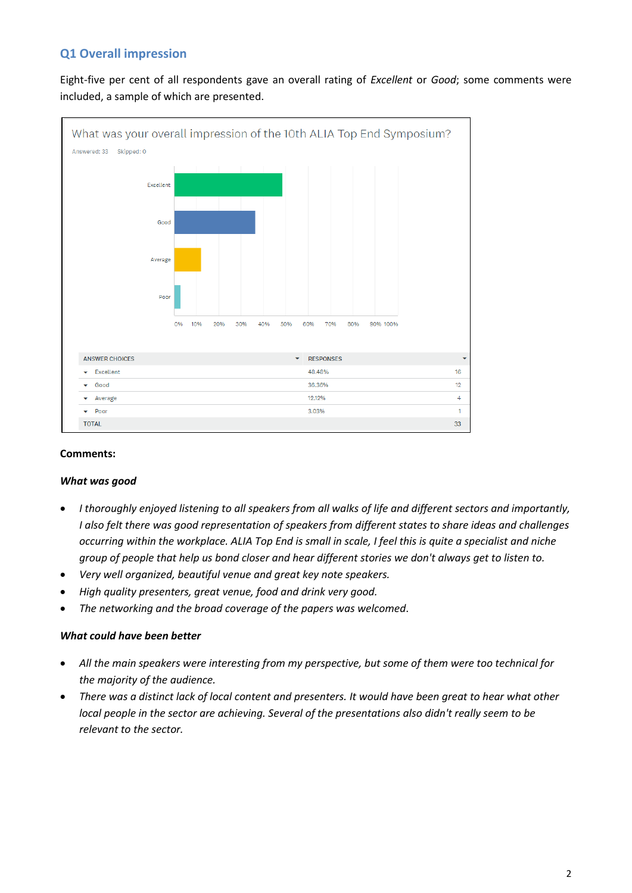## Q1 Overall impression

Eight-five per cent of all respondents gave an overall rating of *Excellent* or *Good*; some comments were included, a sample of which are presented.

What was your overall impression of the 10th ALIA Top End Symposium?

Answered: 33 Skipped: 0

| ANSWER CHOICES | RESPONSES | |
|---|---|---|
| Excellent | 48.48% | 16 |
| Good | 36.36% | 12 |
| Average | 12.12% | 4 |
| Poor | 3.03% | 1 |
| TOTAL | | 33 |

**Comments:**

***What was good***

- *I thoroughly enjoyed listening to all speakers from all walks of life and different sectors and importantly, I also felt there was good representation of speakers from different states to share ideas and challenges occurring within the workplace. ALIA Top End is small in scale, I feel this is quite a specialist and niche group of people that help us bond closer and hear different stories we don't always get to listen to.*
- *Very well organized, beautiful venue and great key note speakers.*
- *High quality presenters, great venue, food and drink very good.*
- *The networking and the broad coverage of the papers was welcomed.*

***What could have been better***

- *All the main speakers were interesting from my perspective, but some of them were too technical for the majority of the audience.*
- *There was a distinct lack of local content and presenters. It would have been great to hear what other local people in the sector are achieving. Several of the presentations also didn't really seem to be relevant to the sector.*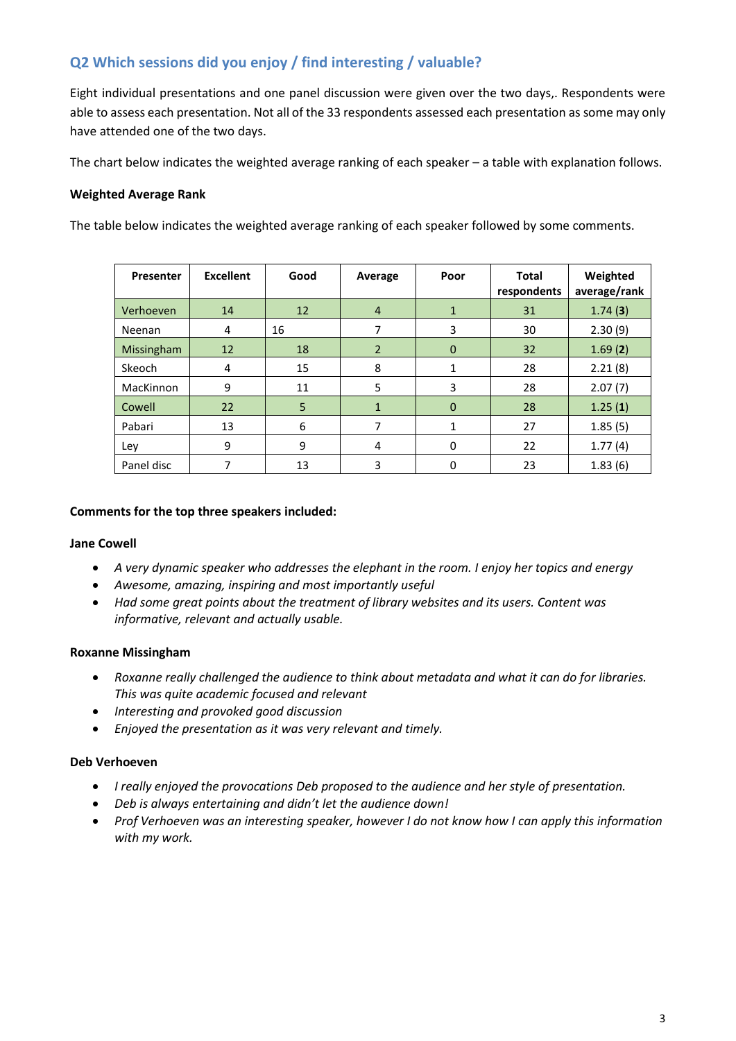## Q2 Which sessions did you enjoy / find interesting / valuable?

Eight individual presentations and one panel discussion were given over the two days,. Respondents were able to assess each presentation. Not all of the 33 respondents assessed each presentation as some may only have attended one of the two days.

The chart below indicates the weighted average ranking of each speaker – a table with explanation follows.

**Weighted Average Rank**

The table below indicates the weighted average ranking of each speaker followed by some comments.

| Presenter | Excellent | Good | Average | Poor | Total respondents | Weighted average/rank |
|---|---|---|---|---|---|---|
| Verhoeven | 14 | 12 | 4 | 1 | 31 | 1.74 (**3**) |
| Neenan | 4 | 16 | 7 | 3 | 30 | 2.30 (9) |
| Missingham | 12 | 18 | 2 | 0 | 32 | 1.69 (**2**) |
| Skeoch | 4 | 15 | 8 | 1 | 28 | 2.21 (8) |
| MacKinnon | 9 | 11 | 5 | 3 | 28 | 2.07 (7) |
| Cowell | 22 | 5 | 1 | 0 | 28 | 1.25 (**1**) |
| Pabari | 13 | 6 | 7 | 1 | 27 | 1.85 (5) |
| Ley | 9 | 9 | 4 | 0 | 22 | 1.77 (4) |
| Panel disc | 7 | 13 | 3 | 0 | 23 | 1.83 (6) |

**Comments for the top three speakers included:**

**Jane Cowell**

- *A very dynamic speaker who addresses the elephant in the room. I enjoy her topics and energy*
- *Awesome, amazing, inspiring and most importantly useful*
- *Had some great points about the treatment of library websites and its users. Content was informative, relevant and actually usable.*

**Roxanne Missingham**

- *Roxanne really challenged the audience to think about metadata and what it can do for libraries. This was quite academic focused and relevant*
- *Interesting and provoked good discussion*
- *Enjoyed the presentation as it was very relevant and timely.*

**Deb Verhoeven**

- *I really enjoyed the provocations Deb proposed to the audience and her style of presentation.*
- *Deb is always entertaining and didn't let the audience down!*
- *Prof Verhoeven was an interesting speaker, however I do not know how I can apply this information with my work.*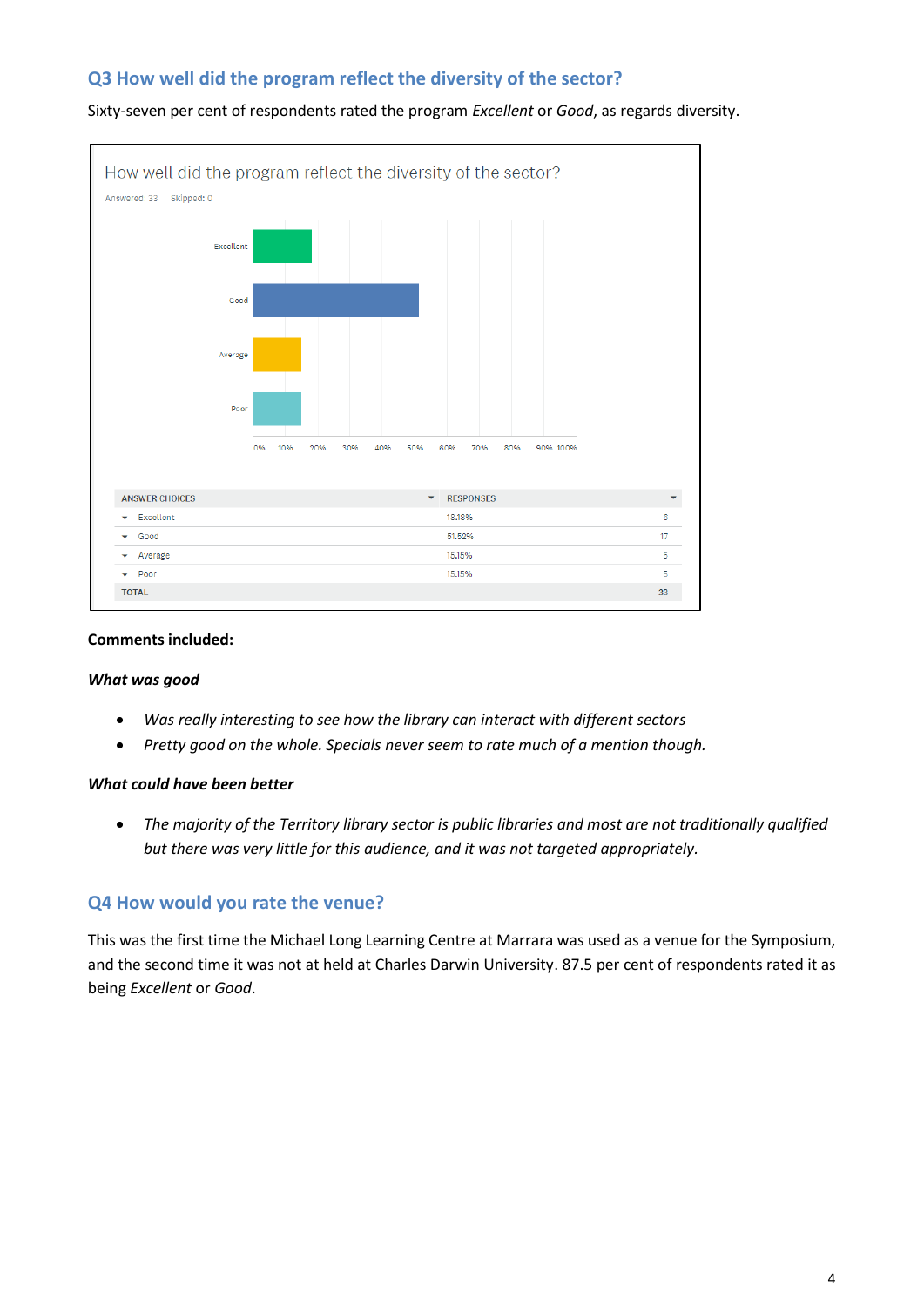## Q3 How well did the program reflect the diversity of the sector?

Sixty-seven per cent of respondents rated the program *Excellent* or *Good*, as regards diversity.

How well did the program reflect the diversity of the sector?

Answered: 33 Skipped: 0

| ANSWER CHOICES | RESPONSES | |
|---|---|---|
| Excellent | 18.18% | 6 |
| Good | 51.52% | 17 |
| Average | 15.15% | 5 |
| Poor | 15.15% | 5 |
| TOTAL | | 33 |

**Comments included:**

***What was good***

- *Was really interesting to see how the library can interact with different sectors*
- *Pretty good on the whole. Specials never seem to rate much of a mention though.*

***What could have been better***

- *The majority of the Territory library sector is public libraries and most are not traditionally qualified but there was very little for this audience, and it was not targeted appropriately.*

## Q4 How would you rate the venue?

This was the first time the Michael Long Learning Centre at Marrara was used as a venue for the Symposium, and the second time it was not at held at Charles Darwin University. 87.5 per cent of respondents rated it as being *Excellent* or *Good*.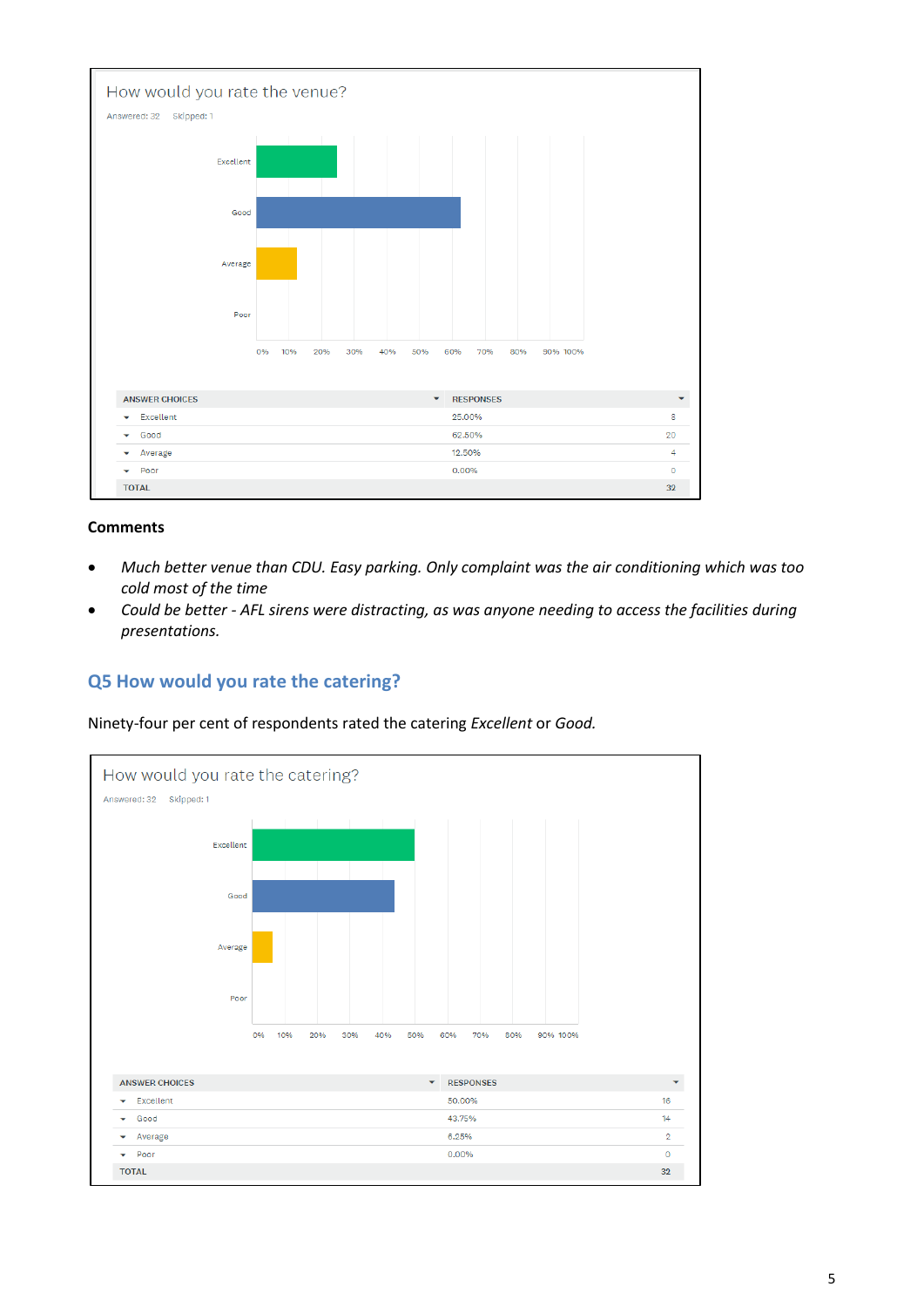How would you rate the venue?

Answered: 32 Skipped: 1

| ANSWER CHOICES | RESPONSES | |
|---|---|---|
| Excellent | 25.00% | 8 |
| Good | 62.50% | 20 |
| Average | 12.50% | 4 |
| Poor | 0.00% | 0 |
| TOTAL | | 32 |

**Comments**

- *Much better venue than CDU. Easy parking. Only complaint was the air conditioning which was too cold most of the time*
- *Could be better - AFL sirens were distracting, as was anyone needing to access the facilities during presentations.*

## Q5 How would you rate the catering?

Ninety-four per cent of respondents rated the catering *Excellent* or *Good.*

How would you rate the catering?

Answered: 32 Skipped: 1

| ANSWER CHOICES | RESPONSES | |
|---|---|---|
| Excellent | 50.00% | 16 |
| Good | 43.75% | 14 |
| Average | 6.25% | 2 |
| Poor | 0.00% | 0 |
| TOTAL | | 32 |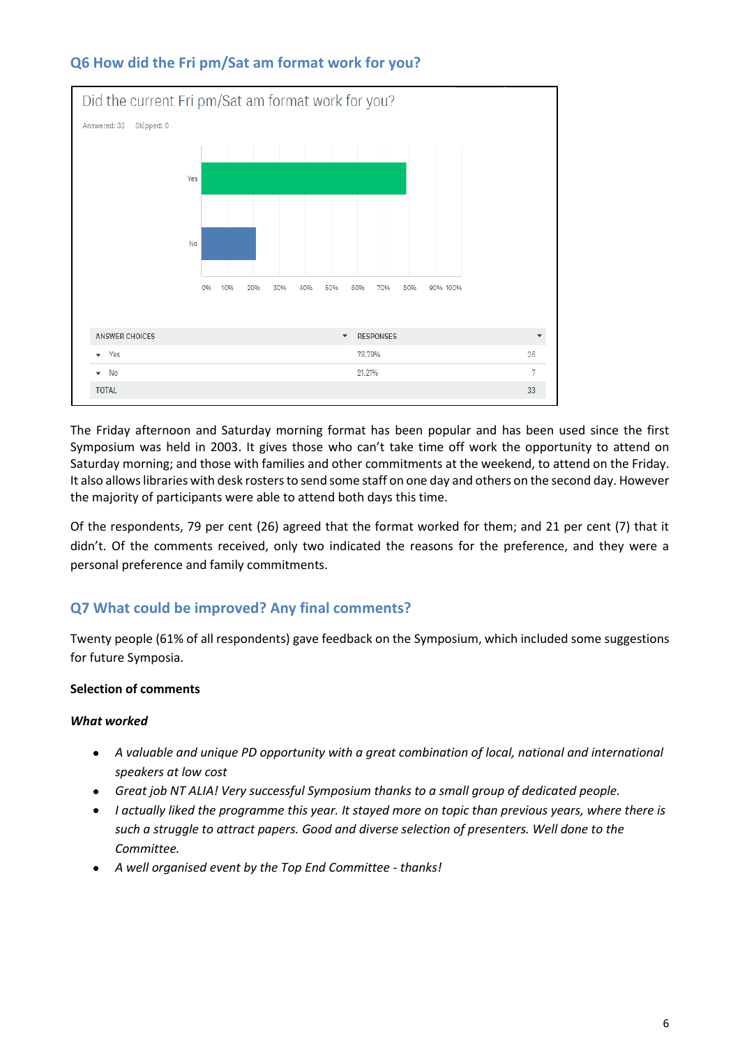## Q6 How did the Fri pm/Sat am format work for you?

Did the current Fri pm/Sat am format work for you?

Answered: 33 Skipped: 0

| ANSWER CHOICES | RESPONSES | |
|---|---|---|
| Yes | 78.79% | 26 |
| No | 21.21% | 7 |
| TOTAL | | 33 |

The Friday afternoon and Saturday morning format has been popular and has been used since the first Symposium was held in 2003. It gives those who can't take time off work the opportunity to attend on Saturday morning; and those with families and other commitments at the weekend, to attend on the Friday. It also allows libraries with desk rosters to send some staff on one day and others on the second day. However the majority of participants were able to attend both days this time.

Of the respondents, 79 per cent (26) agreed that the format worked for them; and 21 per cent (7) that it didn't. Of the comments received, only two indicated the reasons for the preference, and they were a personal preference and family commitments.

## Q7 What could be improved? Any final comments?

Twenty people (61% of all respondents) gave feedback on the Symposium, which included some suggestions for future Symposia.

**Selection of comments**

***What worked***

- *A valuable and unique PD opportunity with a great combination of local, national and international speakers at low cost*
- *Great job NT ALIA! Very successful Symposium thanks to a small group of dedicated people.*
- *I actually liked the programme this year. It stayed more on topic than previous years, where there is such a struggle to attract papers. Good and diverse selection of presenters. Well done to the Committee.*
- *A well organised event by the Top End Committee - thanks!*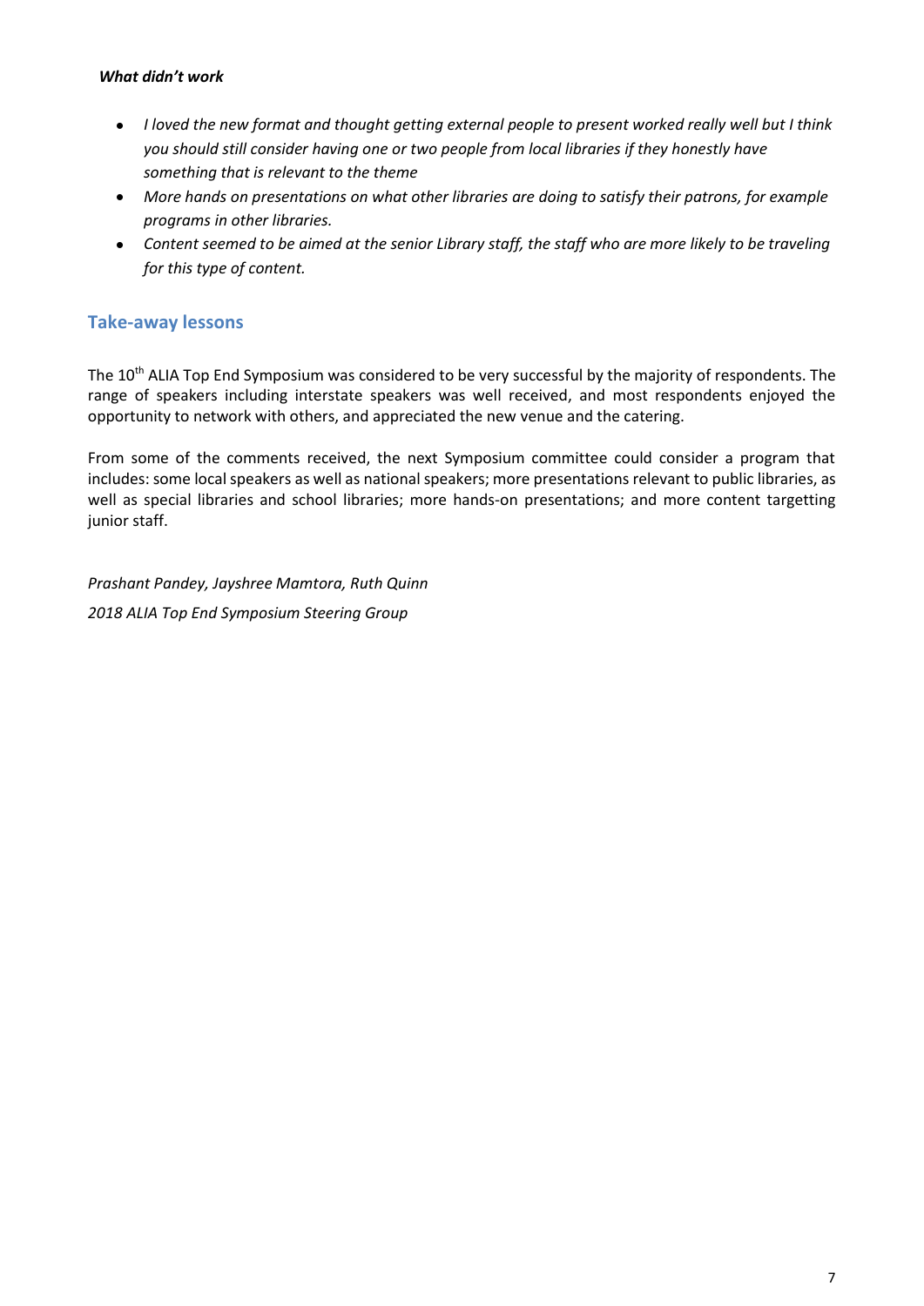***What didn't work***

- *I loved the new format and thought getting external people to present worked really well but I think you should still consider having one or two people from local libraries if they honestly have something that is relevant to the theme*
- *More hands on presentations on what other libraries are doing to satisfy their patrons, for example programs in other libraries.*
- *Content seemed to be aimed at the senior Library staff, the staff who are more likely to be traveling for this type of content.*

## Take-away lessons

The 10th ALIA Top End Symposium was considered to be very successful by the majority of respondents. The range of speakers including interstate speakers was well received, and most respondents enjoyed the opportunity to network with others, and appreciated the new venue and the catering.

From some of the comments received, the next Symposium committee could consider a program that includes: some local speakers as well as national speakers; more presentations relevant to public libraries, as well as special libraries and school libraries; more hands-on presentations; and more content targetting junior staff.

*Prashant Pandey, Jayshree Mamtora, Ruth Quinn*

*2018 ALIA Top End Symposium Steering Group*